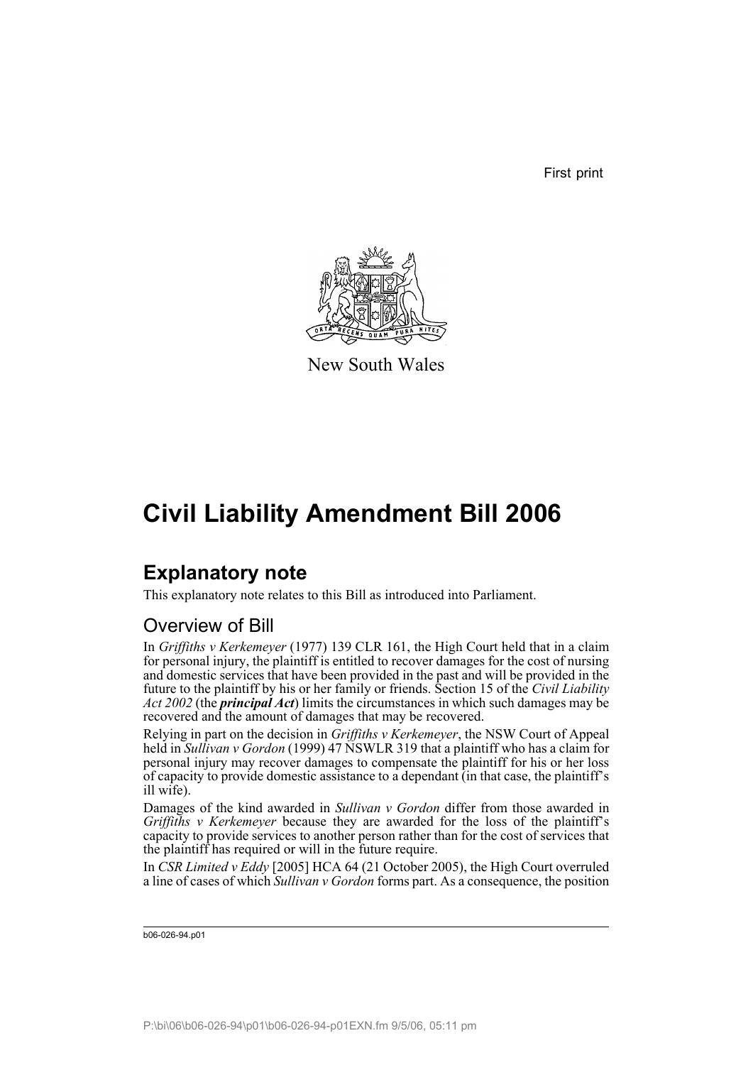First print

New South Wales

# Civil Liability Amendment Bill 2006

## Explanatory note

This explanatory note relates to this Bill as introduced into Parliament.

### Overview of Bill

In *Griffiths v Kerkemeyer* (1977) 139 CLR 161, the High Court held that in a claim for personal injury, the plaintiff is entitled to recover damages for the cost of nursing and domestic services that have been provided in the past and will be provided in the future to the plaintiff by his or her family or friends. Section 15 of the *Civil Liability Act 2002* (the ***principal Act***) limits the circumstances in which such damages may be recovered and the amount of damages that may be recovered.

Relying in part on the decision in *Griffiths v Kerkemeyer*, the NSW Court of Appeal held in *Sullivan v Gordon* (1999) 47 NSWLR 319 that a plaintiff who has a claim for personal injury may recover damages to compensate the plaintiff for his or her loss of capacity to provide domestic assistance to a dependant (in that case, the plaintiff's ill wife).

Damages of the kind awarded in *Sullivan v Gordon* differ from those awarded in *Griffiths v Kerkemeyer* because they are awarded for the loss of the plaintiff's capacity to provide services to another person rather than for the cost of services that the plaintiff has required or will in the future require.

In *CSR Limited v Eddy* [2005] HCA 64 (21 October 2005), the High Court overruled a line of cases of which *Sullivan v Gordon* forms part. As a consequence, the position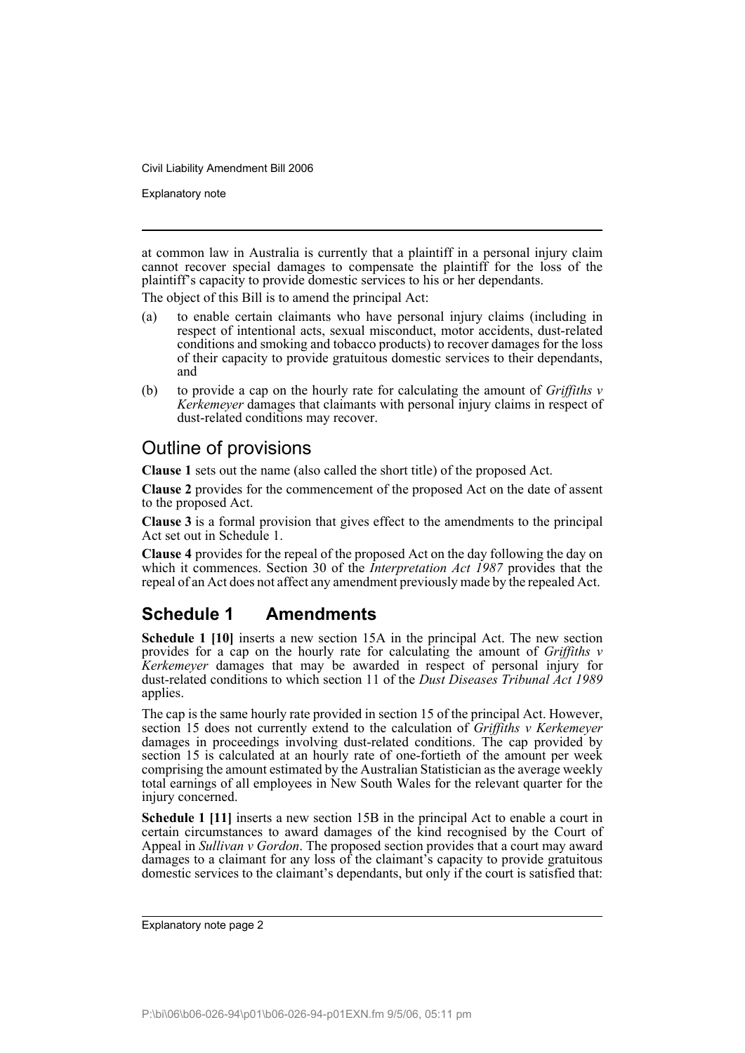at common law in Australia is currently that a plaintiff in a personal injury claim cannot recover special damages to compensate the plaintiff for the loss of the plaintiff's capacity to provide domestic services to his or her dependants.

The object of this Bill is to amend the principal Act:

(a) to enable certain claimants who have personal injury claims (including in respect of intentional acts, sexual misconduct, motor accidents, dust-related conditions and smoking and tobacco products) to recover damages for the loss of their capacity to provide gratuitous domestic services to their dependants, and

(b) to provide a cap on the hourly rate for calculating the amount of *Griffiths v Kerkemeyer* damages that claimants with personal injury claims in respect of dust-related conditions may recover.

## Outline of provisions

**Clause 1** sets out the name (also called the short title) of the proposed Act.

**Clause 2** provides for the commencement of the proposed Act on the date of assent to the proposed Act.

**Clause 3** is a formal provision that gives effect to the amendments to the principal Act set out in Schedule 1.

**Clause 4** provides for the repeal of the proposed Act on the day following the day on which it commences. Section 30 of the *Interpretation Act 1987* provides that the repeal of an Act does not affect any amendment previously made by the repealed Act.

## Schedule 1 Amendments

**Schedule 1 [10]** inserts a new section 15A in the principal Act. The new section provides for a cap on the hourly rate for calculating the amount of *Griffiths v Kerkemeyer* damages that may be awarded in respect of personal injury for dust-related conditions to which section 11 of the *Dust Diseases Tribunal Act 1989* applies.

The cap is the same hourly rate provided in section 15 of the principal Act. However, section 15 does not currently extend to the calculation of *Griffiths v Kerkemeyer* damages in proceedings involving dust-related conditions. The cap provided by section 15 is calculated at an hourly rate of one-fortieth of the amount per week comprising the amount estimated by the Australian Statistician as the average weekly total earnings of all employees in New South Wales for the relevant quarter for the injury concerned.

**Schedule 1 [11]** inserts a new section 15B in the principal Act to enable a court in certain circumstances to award damages of the kind recognised by the Court of Appeal in *Sullivan v Gordon*. The proposed section provides that a court may award damages to a claimant for any loss of the claimant's capacity to provide gratuitous domestic services to the claimant's dependants, but only if the court is satisfied that: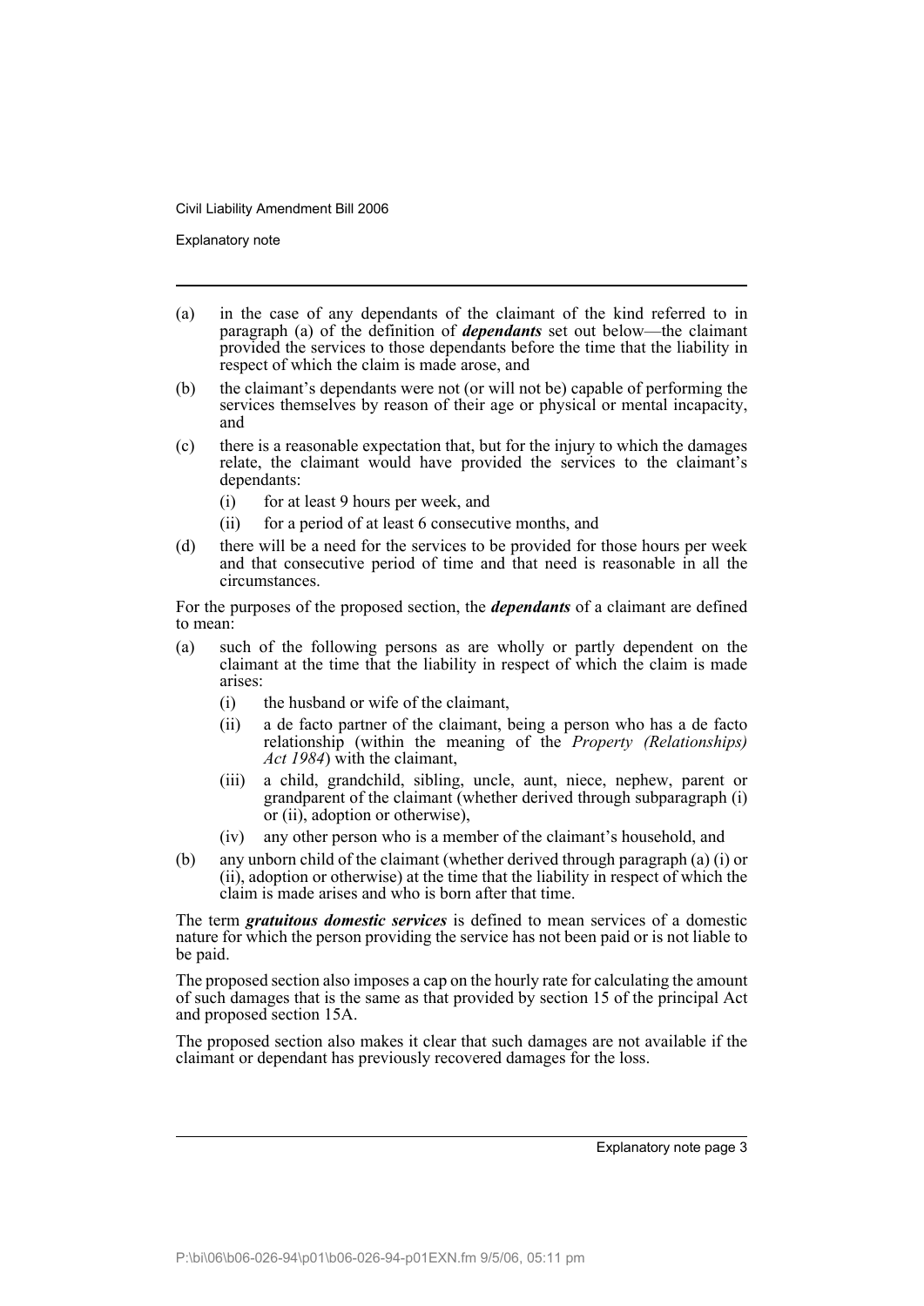(a) in the case of any dependants of the claimant of the kind referred to in paragraph (a) of the definition of ***dependants*** set out below—the claimant provided the services to those dependants before the time that the liability in respect of which the claim is made arose, and

(b) the claimant's dependants were not (or will not be) capable of performing the services themselves by reason of their age or physical or mental incapacity, and

(c) there is a reasonable expectation that, but for the injury to which the damages relate, the claimant would have provided the services to the claimant's dependants:

  (i) for at least 9 hours per week, and

  (ii) for a period of at least 6 consecutive months, and

(d) there will be a need for the services to be provided for those hours per week and that consecutive period of time and that need is reasonable in all the circumstances.

For the purposes of the proposed section, the ***dependants*** of a claimant are defined to mean:

(a) such of the following persons as are wholly or partly dependent on the claimant at the time that the liability in respect of which the claim is made arises:

  (i) the husband or wife of the claimant,

  (ii) a de facto partner of the claimant, being a person who has a de facto relationship (within the meaning of the *Property (Relationships) Act 1984*) with the claimant,

  (iii) a child, grandchild, sibling, uncle, aunt, niece, nephew, parent or grandparent of the claimant (whether derived through subparagraph (i) or (ii), adoption or otherwise),

  (iv) any other person who is a member of the claimant's household, and

(b) any unborn child of the claimant (whether derived through paragraph (a) (i) or (ii), adoption or otherwise) at the time that the liability in respect of which the claim is made arises and who is born after that time.

The term ***gratuitous domestic services*** is defined to mean services of a domestic nature for which the person providing the service has not been paid or is not liable to be paid.

The proposed section also imposes a cap on the hourly rate for calculating the amount of such damages that is the same as that provided by section 15 of the principal Act and proposed section 15A.

The proposed section also makes it clear that such damages are not available if the claimant or dependant has previously recovered damages for the loss.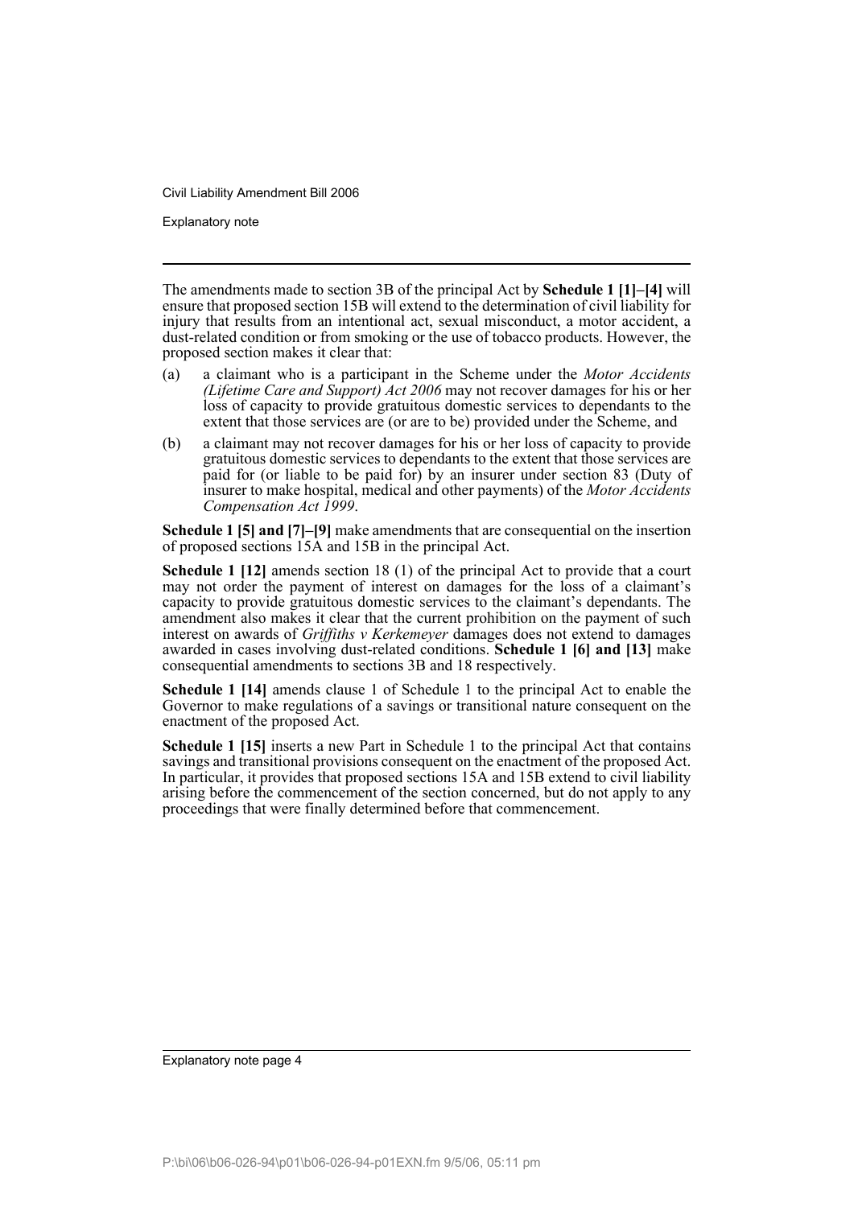The amendments made to section 3B of the principal Act by **Schedule 1 [1]–[4]** will ensure that proposed section 15B will extend to the determination of civil liability for injury that results from an intentional act, sexual misconduct, a motor accident, a dust-related condition or from smoking or the use of tobacco products. However, the proposed section makes it clear that:

(a) a claimant who is a participant in the Scheme under the *Motor Accidents (Lifetime Care and Support) Act 2006* may not recover damages for his or her loss of capacity to provide gratuitous domestic services to dependants to the extent that those services are (or are to be) provided under the Scheme, and

(b) a claimant may not recover damages for his or her loss of capacity to provide gratuitous domestic services to dependants to the extent that those services are paid for (or liable to be paid for) by an insurer under section 83 (Duty of insurer to make hospital, medical and other payments) of the *Motor Accidents Compensation Act 1999*.

**Schedule 1 [5] and [7]–[9]** make amendments that are consequential on the insertion of proposed sections 15A and 15B in the principal Act.

**Schedule 1 [12]** amends section 18 (1) of the principal Act to provide that a court may not order the payment of interest on damages for the loss of a claimant's capacity to provide gratuitous domestic services to the claimant's dependants. The amendment also makes it clear that the current prohibition on the payment of such interest on awards of *Griffiths v Kerkemeyer* damages does not extend to damages awarded in cases involving dust-related conditions. **Schedule 1 [6] and [13]** make consequential amendments to sections 3B and 18 respectively.

**Schedule 1 [14]** amends clause 1 of Schedule 1 to the principal Act to enable the Governor to make regulations of a savings or transitional nature consequent on the enactment of the proposed Act.

**Schedule 1 [15]** inserts a new Part in Schedule 1 to the principal Act that contains savings and transitional provisions consequent on the enactment of the proposed Act. In particular, it provides that proposed sections 15A and 15B extend to civil liability arising before the commencement of the section concerned, but do not apply to any proceedings that were finally determined before that commencement.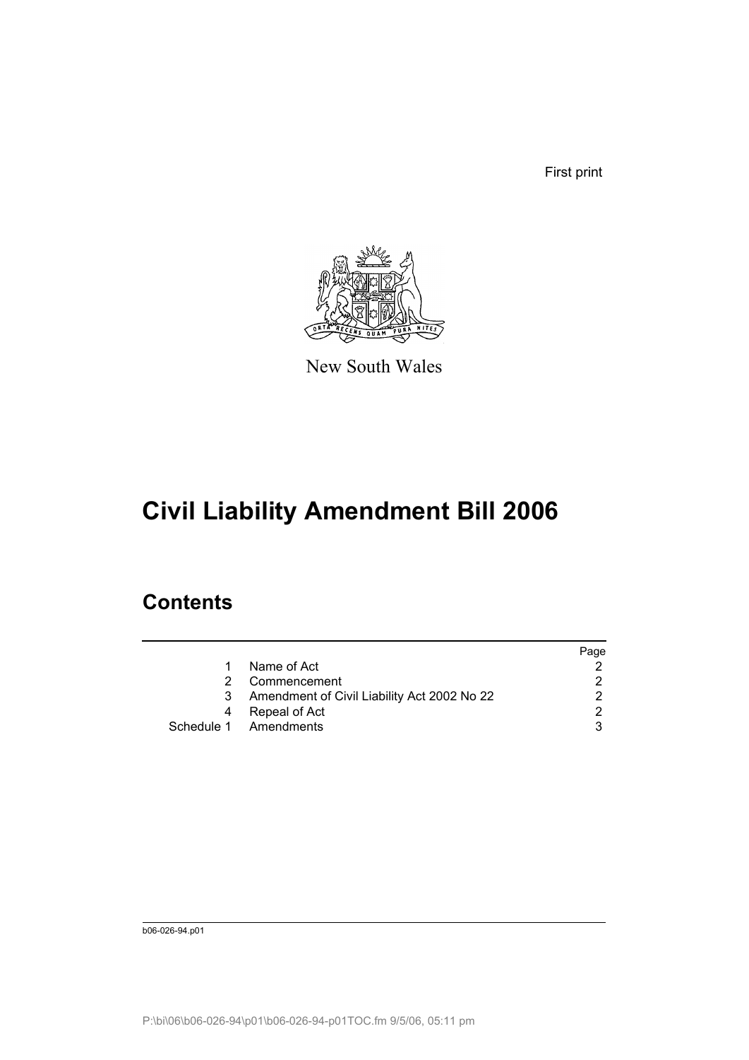First print

New South Wales

# Civil Liability Amendment Bill 2006

## Contents

| | | Page |
|---|---|---|
| 1 | Name of Act | 2 |
| 2 | Commencement | 2 |
| 3 | Amendment of Civil Liability Act 2002 No 22 | 2 |
| 4 | Repeal of Act | 2 |
| Schedule 1 | Amendments | 3 |

b06-026-94.p01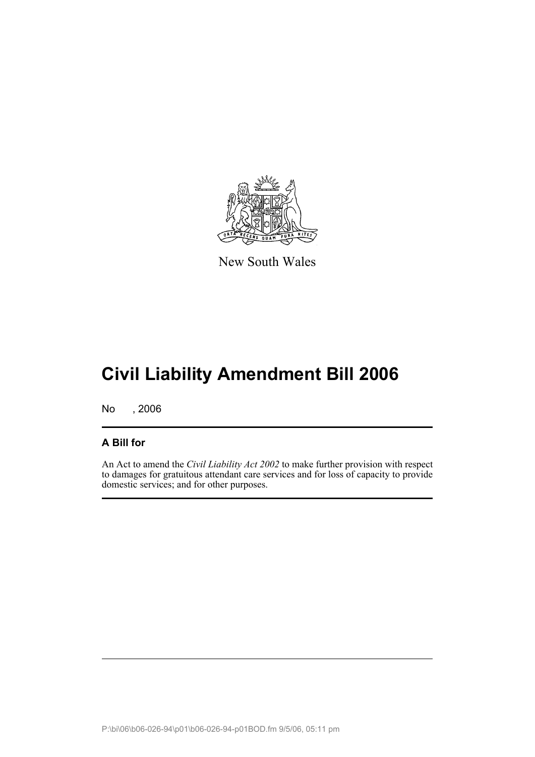New South Wales

# Civil Liability Amendment Bill 2006

No , 2006

## A Bill for

An Act to amend the *Civil Liability Act 2002* to make further provision with respect to damages for gratuitous attendant care services and for loss of capacity to provide domestic services; and for other purposes.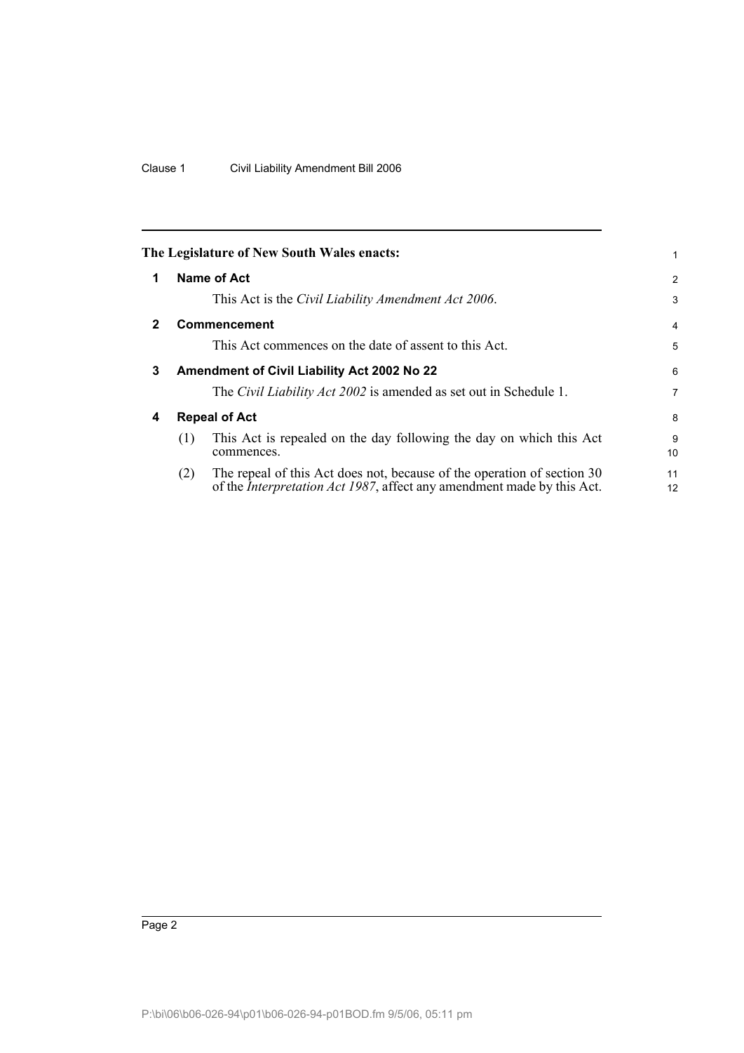**The Legislature of New South Wales enacts:**

## 1 Name of Act

This Act is the *Civil Liability Amendment Act 2006*.

## 2 Commencement

This Act commences on the date of assent to this Act.

## 3 Amendment of Civil Liability Act 2002 No 22

The *Civil Liability Act 2002* is amended as set out in Schedule 1.

## 4 Repeal of Act

(1) This Act is repealed on the day following the day on which this Act commences.

(2) The repeal of this Act does not, because of the operation of section 30 of the *Interpretation Act 1987*, affect any amendment made by this Act.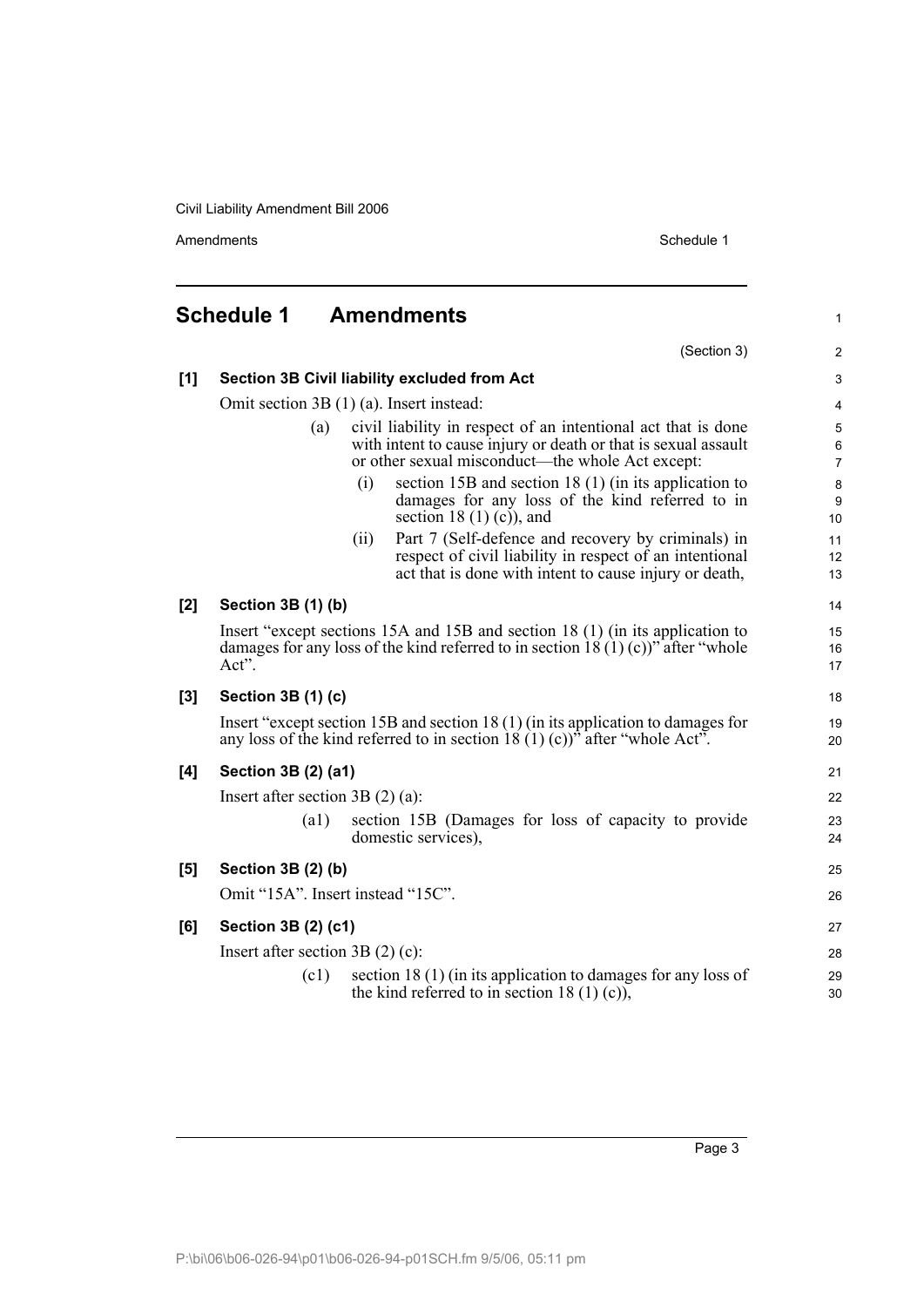# Schedule 1 Amendments

(Section 3)

**[1] Section 3B Civil liability excluded from Act**

Omit section 3B (1) (a). Insert instead:

(a) civil liability in respect of an intentional act that is done with intent to cause injury or death or that is sexual assault or other sexual misconduct—the whole Act except:

(i) section 15B and section 18 (1) (in its application to damages for any loss of the kind referred to in section 18 (1) (c)), and

(ii) Part 7 (Self-defence and recovery by criminals) in respect of civil liability in respect of an intentional act that is done with intent to cause injury or death,

**[2] Section 3B (1) (b)**

Insert "except sections 15A and 15B and section 18 (1) (in its application to damages for any loss of the kind referred to in section 18 (1) (c))" after "whole Act".

**[3] Section 3B (1) (c)**

Insert "except section 15B and section 18 (1) (in its application to damages for any loss of the kind referred to in section 18 (1) (c))" after "whole Act".

**[4] Section 3B (2) (a1)**

Insert after section 3B (2) (a):

(a1) section 15B (Damages for loss of capacity to provide domestic services),

**[5] Section 3B (2) (b)**

Omit "15A". Insert instead "15C".

**[6] Section 3B (2) (c1)**

Insert after section 3B (2) (c):

(c1) section 18 (1) (in its application to damages for any loss of the kind referred to in section 18 (1) (c)),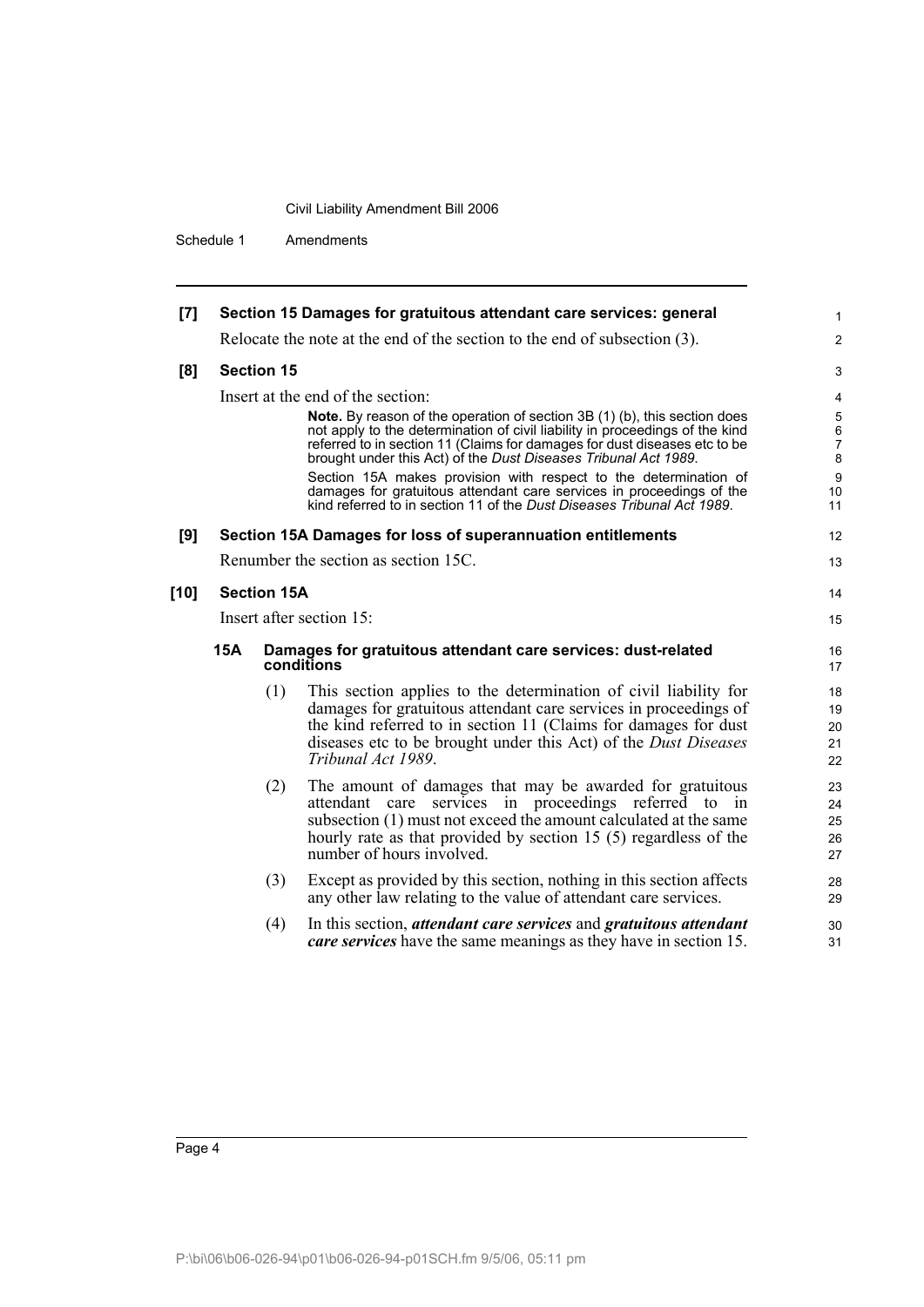**[7] Section 15 Damages for gratuitous attendant care services: general**

Relocate the note at the end of the section to the end of subsection (3).

**[8] Section 15**

Insert at the end of the section:

> **Note.** By reason of the operation of section 3B (1) (b), this section does not apply to the determination of civil liability in proceedings of the kind referred to in section 11 (Claims for damages for dust diseases etc to be brought under this Act) of the *Dust Diseases Tribunal Act 1989*.
>
> Section 15A makes provision with respect to the determination of damages for gratuitous attendant care services in proceedings of the kind referred to in section 11 of the *Dust Diseases Tribunal Act 1989*.

**[9] Section 15A Damages for loss of superannuation entitlements**

Renumber the section as section 15C.

**[10] Section 15A**

Insert after section 15:

**15A Damages for gratuitous attendant care services: dust-related conditions**

(1) This section applies to the determination of civil liability for damages for gratuitous attendant care services in proceedings of the kind referred to in section 11 (Claims for damages for dust diseases etc to be brought under this Act) of the *Dust Diseases Tribunal Act 1989*.

(2) The amount of damages that may be awarded for gratuitous attendant care services in proceedings referred to in subsection (1) must not exceed the amount calculated at the same hourly rate as that provided by section 15 (5) regardless of the number of hours involved.

(3) Except as provided by this section, nothing in this section affects any other law relating to the value of attendant care services.

(4) In this section, ***attendant care services*** and ***gratuitous attendant care services*** have the same meanings as they have in section 15.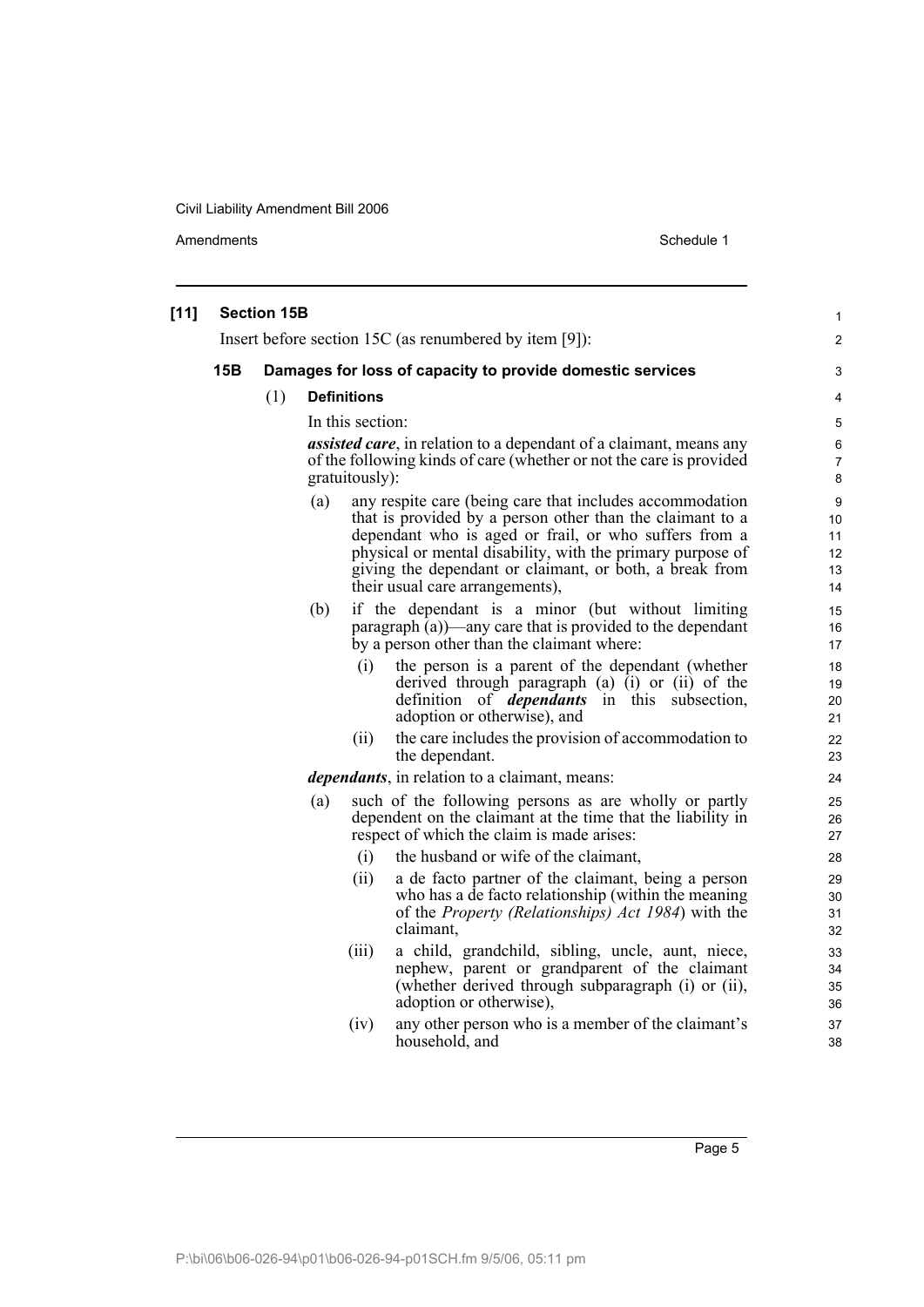## [11] Section 15B

Insert before section 15C (as renumbered by item [9]):

### 15B Damages for loss of capacity to provide domestic services

(1) **Definitions**

In this section:

***assisted care***, in relation to a dependant of a claimant, means any of the following kinds of care (whether or not the care is provided gratuitously):

(a) any respite care (being care that includes accommodation that is provided by a person other than the claimant to a dependant who is aged or frail, or who suffers from a physical or mental disability, with the primary purpose of giving the dependant or claimant, or both, a break from their usual care arrangements),

(b) if the dependant is a minor (but without limiting paragraph (a))—any care that is provided to the dependant by a person other than the claimant where:

(i) the person is a parent of the dependant (whether derived through paragraph (a) (i) or (ii) of the definition of ***dependants*** in this subsection, adoption or otherwise), and

(ii) the care includes the provision of accommodation to the dependant.

***dependants***, in relation to a claimant, means:

(a) such of the following persons as are wholly or partly dependent on the claimant at the time that the liability in respect of which the claim is made arises:

(i) the husband or wife of the claimant,

(ii) a de facto partner of the claimant, being a person who has a de facto relationship (within the meaning of the *Property (Relationships) Act 1984*) with the claimant,

(iii) a child, grandchild, sibling, uncle, aunt, niece, nephew, parent or grandparent of the claimant (whether derived through subparagraph (i) or (ii), adoption or otherwise),

(iv) any other person who is a member of the claimant's household, and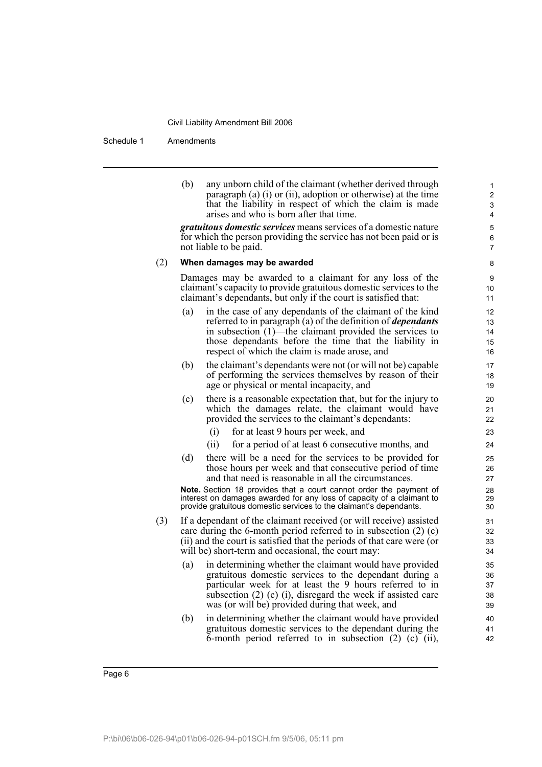(b) any unborn child of the claimant (whether derived through paragraph (a) (i) or (ii), adoption or otherwise) at the time that the liability in respect of which the claim is made arises and who is born after that time.

***gratuitous domestic services*** means services of a domestic nature for which the person providing the service has not been paid or is not liable to be paid.

(2) **When damages may be awarded**

Damages may be awarded to a claimant for any loss of the claimant's capacity to provide gratuitous domestic services to the claimant's dependants, but only if the court is satisfied that:

(a) in the case of any dependants of the claimant of the kind referred to in paragraph (a) of the definition of ***dependants*** in subsection (1)—the claimant provided the services to those dependants before the time that the liability in respect of which the claim is made arose, and

(b) the claimant's dependants were not (or will not be) capable of performing the services themselves by reason of their age or physical or mental incapacity, and

(c) there is a reasonable expectation that, but for the injury to which the damages relate, the claimant would have provided the services to the claimant's dependants:

(i) for at least 9 hours per week, and

(ii) for a period of at least 6 consecutive months, and

(d) there will be a need for the services to be provided for those hours per week and that consecutive period of time and that need is reasonable in all the circumstances.

**Note.** Section 18 provides that a court cannot order the payment of interest on damages awarded for any loss of capacity of a claimant to provide gratuitous domestic services to the claimant's dependants.

(3) If a dependant of the claimant received (or will receive) assisted care during the 6-month period referred to in subsection (2) (c) (ii) and the court is satisfied that the periods of that care were (or will be) short-term and occasional, the court may:

(a) in determining whether the claimant would have provided gratuitous domestic services to the dependant during a particular week for at least the 9 hours referred to in subsection (2) (c) (i), disregard the week if assisted care was (or will be) provided during that week, and

(b) in determining whether the claimant would have provided gratuitous domestic services to the dependant during the 6-month period referred to in subsection (2) (c) (ii),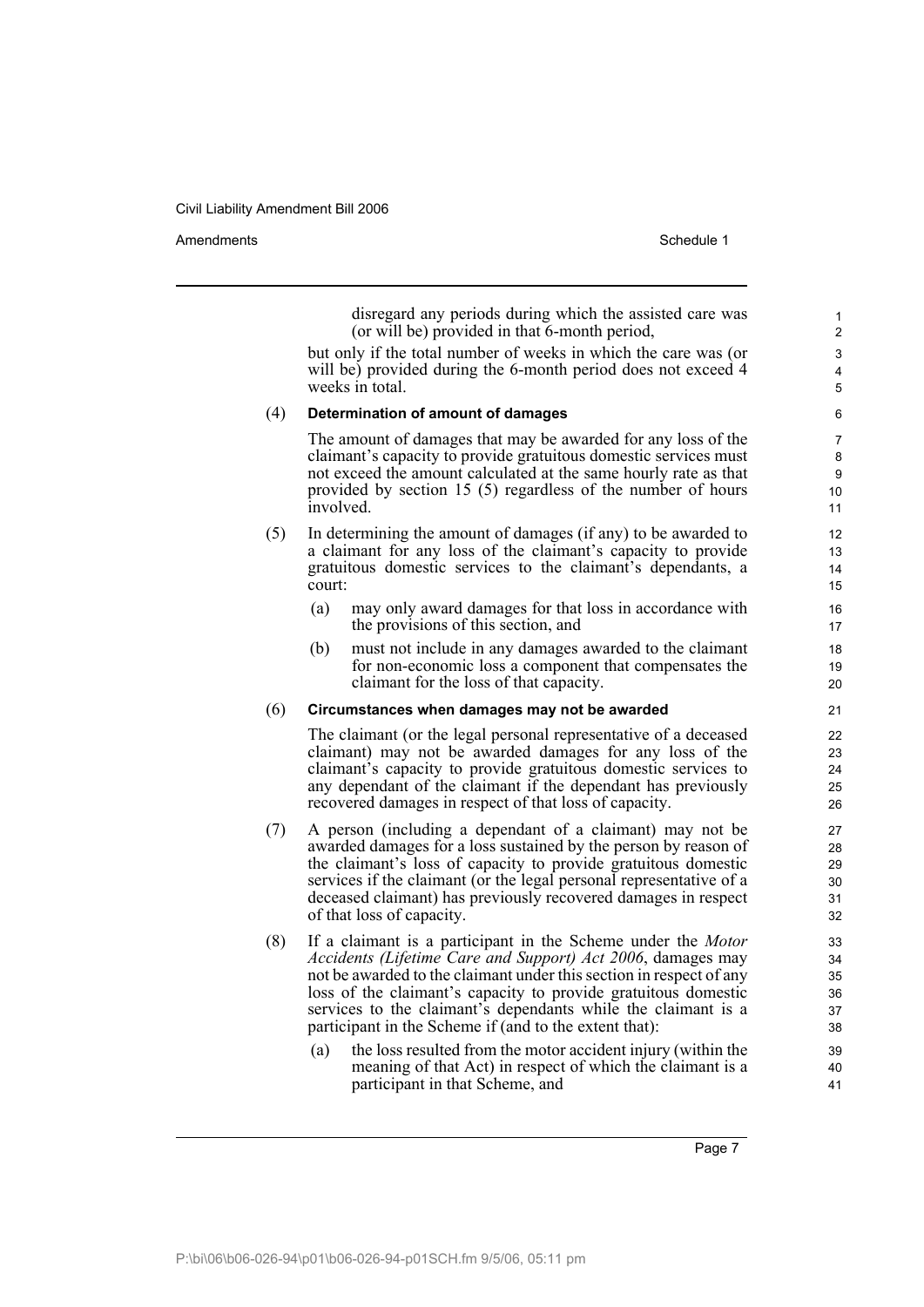disregard any periods during which the assisted care was (or will be) provided in that 6-month period,

but only if the total number of weeks in which the care was (or will be) provided during the 6-month period does not exceed 4 weeks in total.

(4) **Determination of amount of damages**

The amount of damages that may be awarded for any loss of the claimant's capacity to provide gratuitous domestic services must not exceed the amount calculated at the same hourly rate as that provided by section 15 (5) regardless of the number of hours involved.

(5) In determining the amount of damages (if any) to be awarded to a claimant for any loss of the claimant's capacity to provide gratuitous domestic services to the claimant's dependants, a court:

- (a) may only award damages for that loss in accordance with the provisions of this section, and
- (b) must not include in any damages awarded to the claimant for non-economic loss a component that compensates the claimant for the loss of that capacity.

(6) **Circumstances when damages may not be awarded**

The claimant (or the legal personal representative of a deceased claimant) may not be awarded damages for any loss of the claimant's capacity to provide gratuitous domestic services to any dependant of the claimant if the dependant has previously recovered damages in respect of that loss of capacity.

(7) A person (including a dependant of a claimant) may not be awarded damages for a loss sustained by the person by reason of the claimant's loss of capacity to provide gratuitous domestic services if the claimant (or the legal personal representative of a deceased claimant) has previously recovered damages in respect of that loss of capacity.

(8) If a claimant is a participant in the Scheme under the *Motor Accidents (Lifetime Care and Support) Act 2006*, damages may not be awarded to the claimant under this section in respect of any loss of the claimant's capacity to provide gratuitous domestic services to the claimant's dependants while the claimant is a participant in the Scheme if (and to the extent that):

- (a) the loss resulted from the motor accident injury (within the meaning of that Act) in respect of which the claimant is a participant in that Scheme, and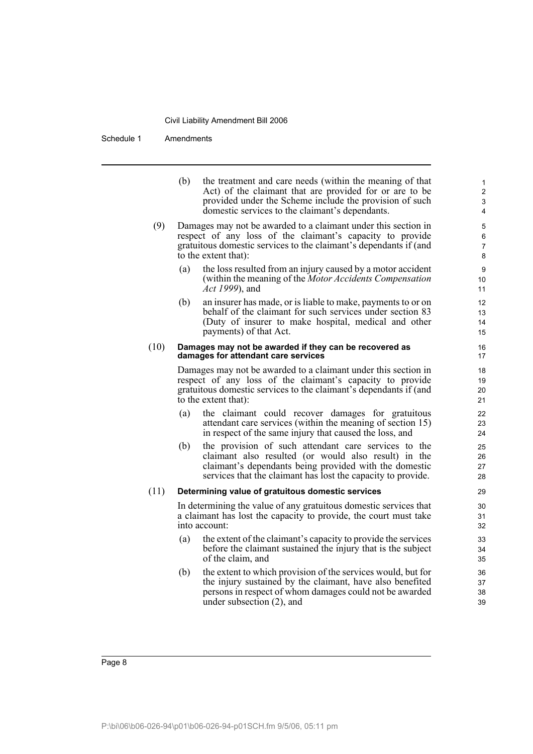(b) the treatment and care needs (within the meaning of that Act) of the claimant that are provided for or are to be provided under the Scheme include the provision of such domestic services to the claimant's dependants.

(9) Damages may not be awarded to a claimant under this section in respect of any loss of the claimant's capacity to provide gratuitous domestic services to the claimant's dependants if (and to the extent that):

(a) the loss resulted from an injury caused by a motor accident (within the meaning of the *Motor Accidents Compensation Act 1999*), and

(b) an insurer has made, or is liable to make, payments to or on behalf of the claimant for such services under section 83 (Duty of insurer to make hospital, medical and other payments) of that Act.

(10) **Damages may not be awarded if they can be recovered as damages for attendant care services**

Damages may not be awarded to a claimant under this section in respect of any loss of the claimant's capacity to provide gratuitous domestic services to the claimant's dependants if (and to the extent that):

(a) the claimant could recover damages for gratuitous attendant care services (within the meaning of section 15) in respect of the same injury that caused the loss, and

(b) the provision of such attendant care services to the claimant also resulted (or would also result) in the claimant's dependants being provided with the domestic services that the claimant has lost the capacity to provide.

(11) **Determining value of gratuitous domestic services**

In determining the value of any gratuitous domestic services that a claimant has lost the capacity to provide, the court must take into account:

(a) the extent of the claimant's capacity to provide the services before the claimant sustained the injury that is the subject of the claim, and

(b) the extent to which provision of the services would, but for the injury sustained by the claimant, have also benefited persons in respect of whom damages could not be awarded under subsection (2), and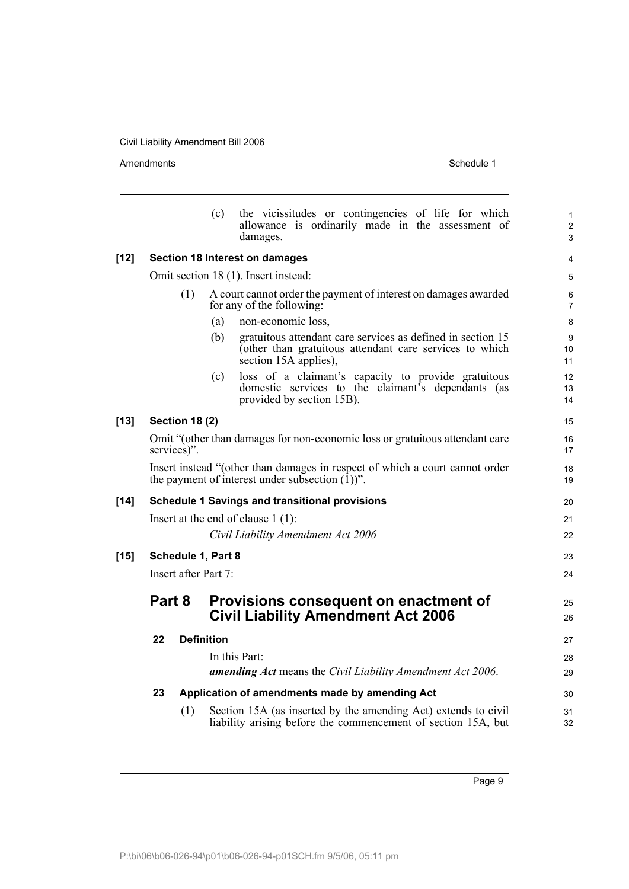(c) the vicissitudes or contingencies of life for which allowance is ordinarily made in the assessment of damages.

**[12] Section 18 Interest on damages**

Omit section 18 (1). Insert instead:

(1) A court cannot order the payment of interest on damages awarded for any of the following:

(a) non-economic loss,

(b) gratuitous attendant care services as defined in section 15 (other than gratuitous attendant care services to which section 15A applies),

(c) loss of a claimant's capacity to provide gratuitous domestic services to the claimant's dependants (as provided by section 15B).

**[13] Section 18 (2)**

Omit "(other than damages for non-economic loss or gratuitous attendant care services)".

Insert instead "(other than damages in respect of which a court cannot order the payment of interest under subsection (1))".

**[14] Schedule 1 Savings and transitional provisions**

Insert at the end of clause 1 (1):

*Civil Liability Amendment Act 2006*

**[15] Schedule 1, Part 8**

Insert after Part 7:

## Part 8 Provisions consequent on enactment of Civil Liability Amendment Act 2006

### 22 Definition

In this Part:

***amending Act*** means the *Civil Liability Amendment Act 2006*.

### 23 Application of amendments made by amending Act

(1) Section 15A (as inserted by the amending Act) extends to civil liability arising before the commencement of section 15A, but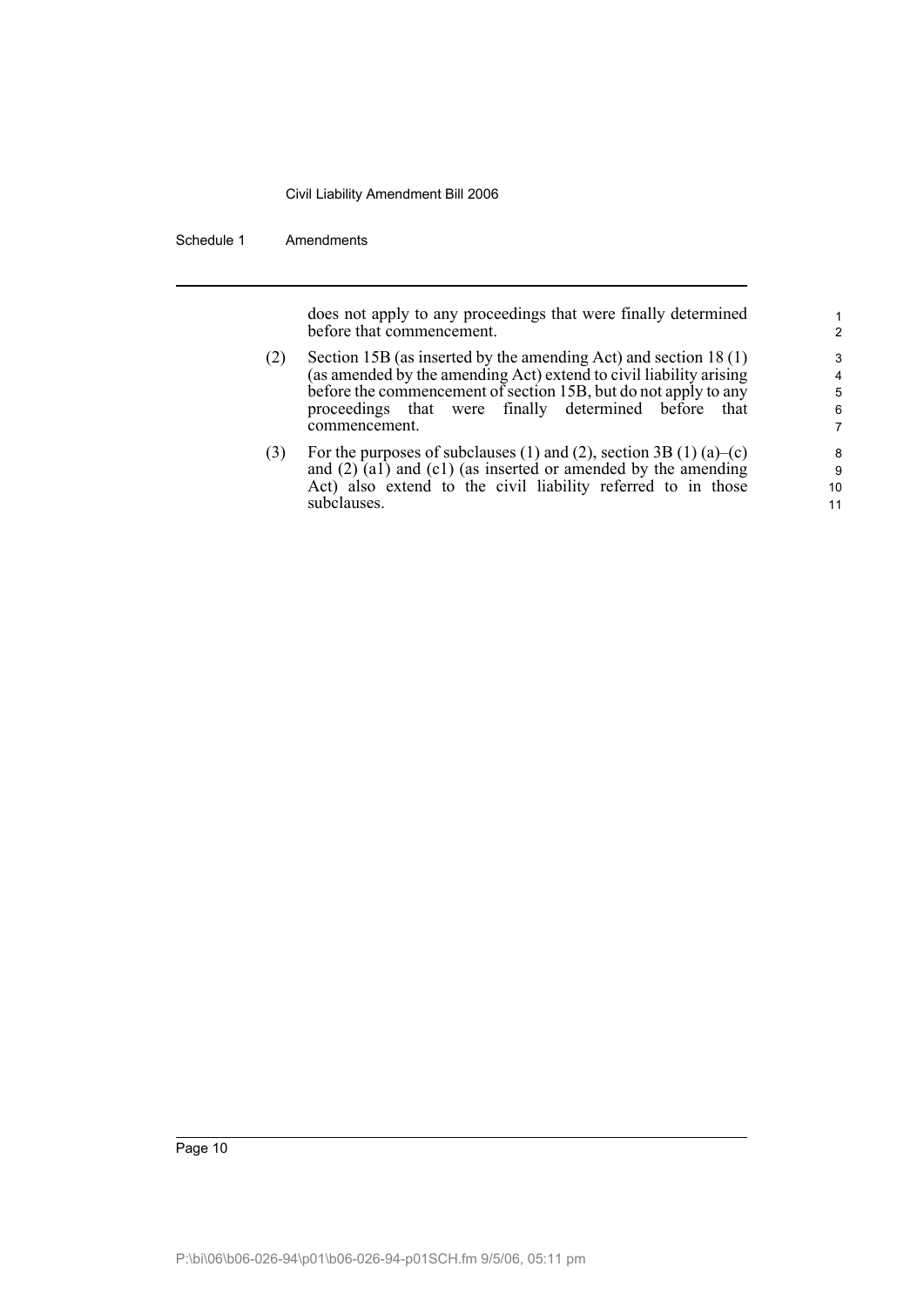does not apply to any proceedings that were finally determined before that commencement.

(2) Section 15B (as inserted by the amending Act) and section 18 (1) (as amended by the amending Act) extend to civil liability arising before the commencement of section 15B, but do not apply to any proceedings that were finally determined before that commencement.

(3) For the purposes of subclauses (1) and (2), section 3B (1) (a)–(c) and (2) (a1) and (c1) (as inserted or amended by the amending Act) also extend to the civil liability referred to in those subclauses.